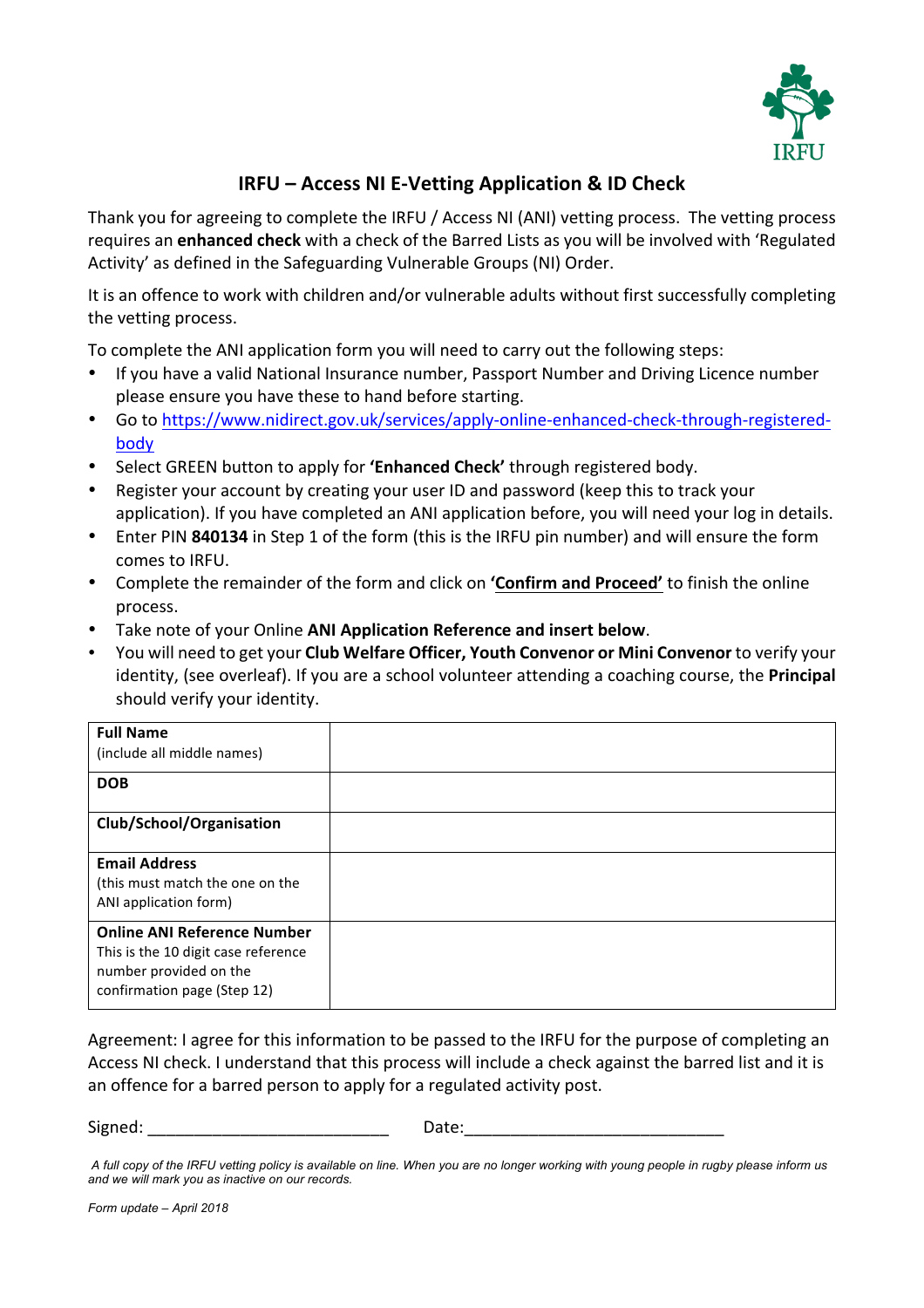IRFU

## IRFU – Access NI E-Vetting Application & ID Check

Thank you for agreeing to complete the IRFU / Access NI (ANI) vetting process. The vetting process requires an **enhanced check** with a check of the Barred Lists as you will be involved with 'Regulated Activity' as defined in the Safeguarding Vulnerable Groups (NI) Order.

It is an offence to work with children and/or vulnerable adults without first successfully completing the vetting process.

To complete the ANI application form you will need to carry out the following steps:

- If you have a valid National Insurance number, Passport Number and Driving Licence number please ensure you have these to hand before starting.
- Go to [https://www.nidirect.gov.uk/services/apply-online-enhanced-check-through-registered-body](https://www.nidirect.gov.uk/services/apply-online-enhanced-check-through-registered-body)
- Select GREEN button to apply for **'Enhanced Check'** through registered body.
- Register your account by creating your user ID and password (keep this to track your application). If you have completed an ANI application before, you will need your log in details.
- Enter PIN **840134** in Step 1 of the form (this is the IRFU pin number) and will ensure the form comes to IRFU.
- Complete the remainder of the form and click on **'Confirm and Proceed'** to finish the online process.
- Take note of your Online **ANI Application Reference and insert below**.
- You will need to get your **Club Welfare Officer, Youth Convenor or Mini Convenor** to verify your identity, (see overleaf). If you are a school volunteer attending a coaching course, the **Principal** should verify your identity.

| | |
|---|---|
| **Full Name** (include all middle names) | |
| **DOB** | |
| **Club/School/Organisation** | |
| **Email Address** (this must match the one on the ANI application form) | |
| **Online ANI Reference Number** This is the 10 digit case reference number provided on the confirmation page (Step 12) | |

Agreement: I agree for this information to be passed to the IRFU for the purpose of completing an Access NI check. I understand that this process will include a check against the barred list and it is an offence for a barred person to apply for a regulated activity post.

Signed: ___________________________ Date:_____________________________

*A full copy of the IRFU vetting policy is available on line. When you are no longer working with young people in rugby please inform us and we will mark you as inactive on our records.*

*Form update – April 2018*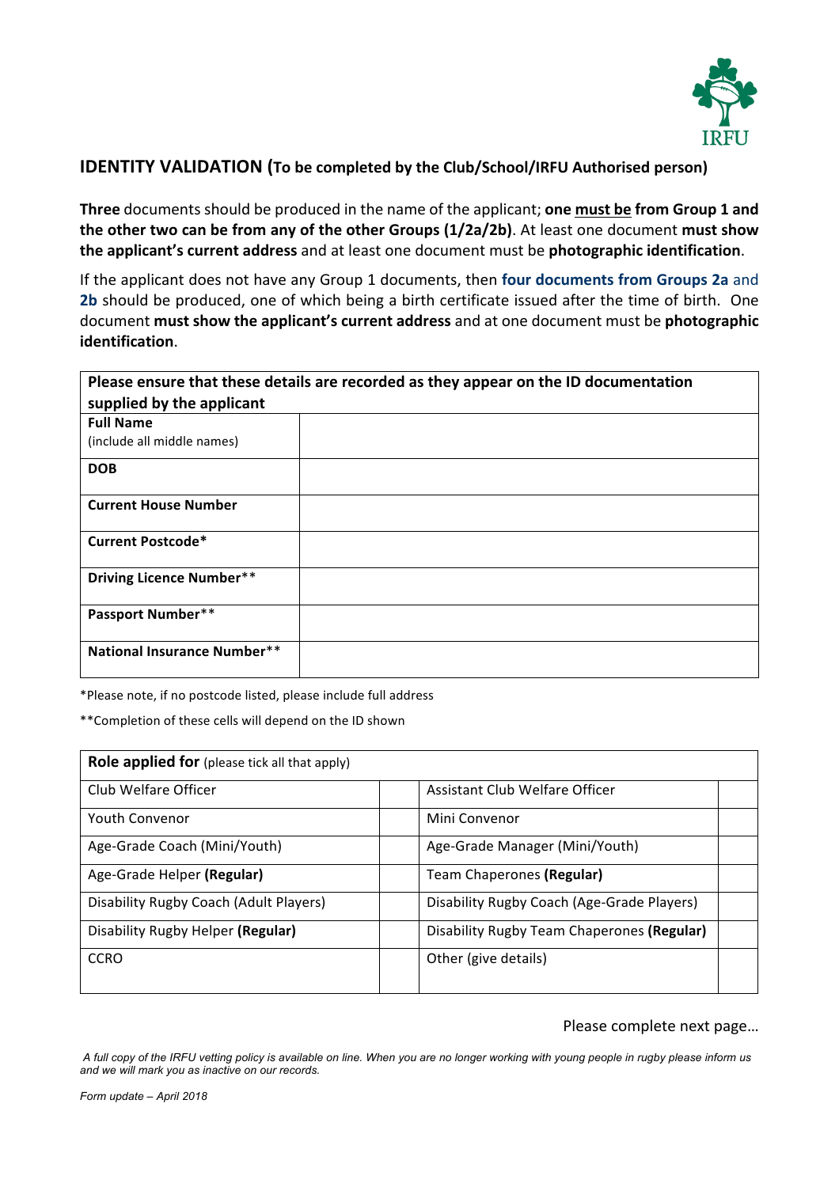## IDENTITY VALIDATION (To be completed by the Club/School/IRFU Authorised person)

**Three** documents should be produced in the name of the applicant; **one must be from Group 1 and the other two can be from any of the other Groups (1/2a/2b)**. At least one document **must show the applicant's current address** and at least one document must be **photographic identification**.

If the applicant does not have any Group 1 documents, then **four documents from Groups 2a** and **2b** should be produced, one of which being a birth certificate issued after the time of birth. One document **must show the applicant's current address** and at one document must be **photographic identification**.

| **Please ensure that these details are recorded as they appear on the ID documentation supplied by the applicant** | |
|---|---|
| **Full Name** (include all middle names) | |
| **DOB** | |
| **Current House Number** | |
| **Current Postcode*** | |
| **Driving Licence Number**** | |
| **Passport Number**** | |
| **National Insurance Number**** | |

*Please note, if no postcode listed, please include full address

**Completion of these cells will depend on the ID shown

| **Role applied for** (please tick all that apply) | | | |
|---|---|---|---|
| Club Welfare Officer | | Assistant Club Welfare Officer | |
| Youth Convenor | | Mini Convenor | |
| Age-Grade Coach (Mini/Youth) | | Age-Grade Manager (Mini/Youth) | |
| Age-Grade Helper **(Regular)** | | Team Chaperones **(Regular)** | |
| Disability Rugby Coach (Adult Players) | | Disability Rugby Coach (Age-Grade Players) | |
| Disability Rugby Helper **(Regular)** | | Disability Rugby Team Chaperones **(Regular)** | |
| CCRO | | Other (give details) | |

Please complete next page…

*A full copy of the IRFU vetting policy is available on line. When you are no longer working with young people in rugby please inform us and we will mark you as inactive on our records.*

*Form update – April 2018*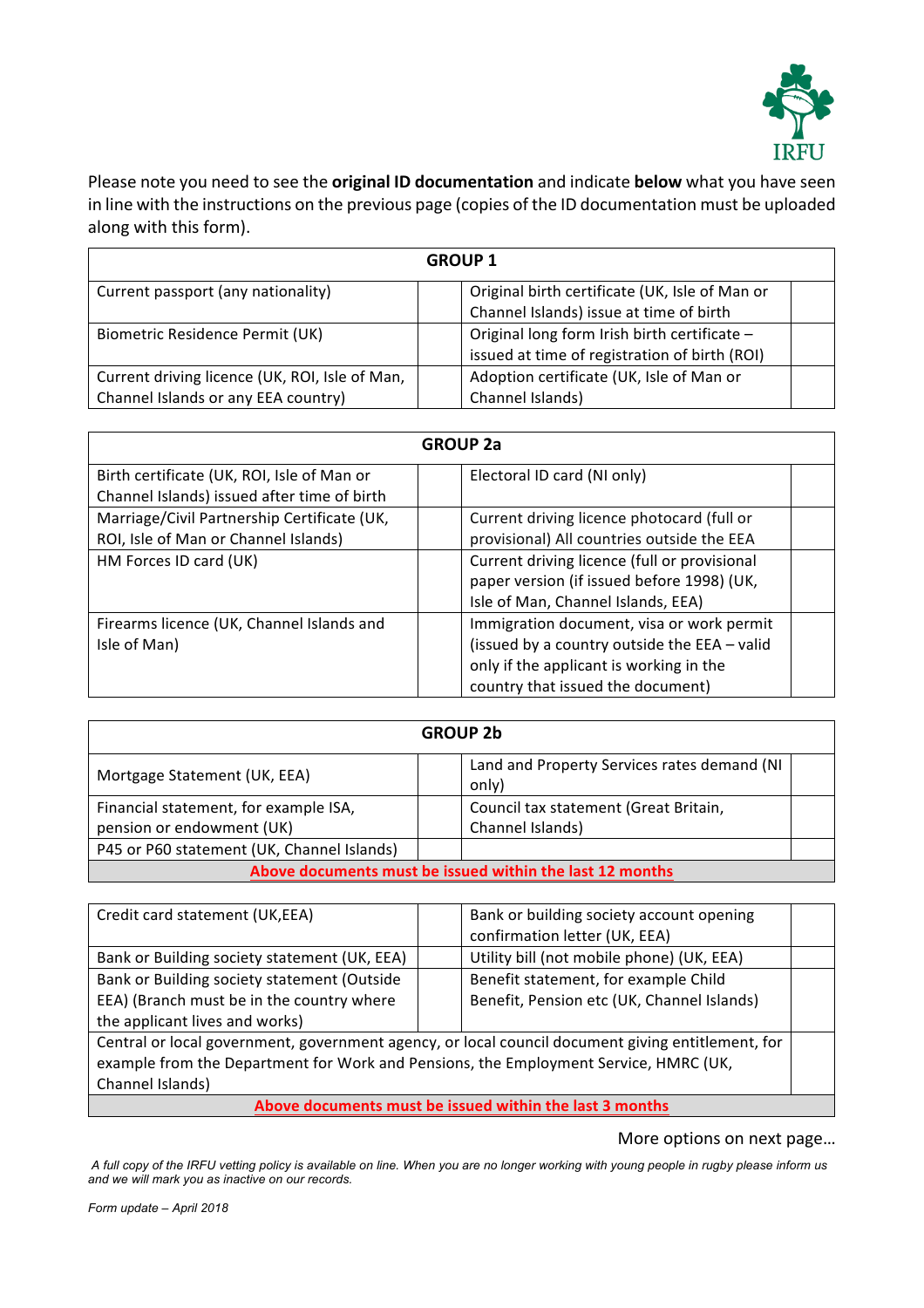Please note you need to see the **original ID documentation** and indicate **below** what you have seen in line with the instructions on the previous page (copies of the ID documentation must be uploaded along with this form).

| GROUP 1 | | | |
|---|---|---|---|
| Current passport (any nationality) | | Original birth certificate (UK, Isle of Man or Channel Islands) issue at time of birth | |
| Biometric Residence Permit (UK) | | Original long form Irish birth certificate – issued at time of registration of birth (ROI) | |
| Current driving licence (UK, ROI, Isle of Man, Channel Islands or any EEA country) | | Adoption certificate (UK, Isle of Man or Channel Islands) | |

| GROUP 2a | | | |
|---|---|---|---|
| Birth certificate (UK, ROI, Isle of Man or Channel Islands) issued after time of birth | | Electoral ID card (NI only) | |
| Marriage/Civil Partnership Certificate (UK, ROI, Isle of Man or Channel Islands) | | Current driving licence photocard (full or provisional) All countries outside the EEA | |
| HM Forces ID card (UK) | | Current driving licence (full or provisional paper version (if issued before 1998) (UK, Isle of Man, Channel Islands, EEA) | |
| Firearms licence (UK, Channel Islands and Isle of Man) | | Immigration document, visa or work permit (issued by a country outside the EEA – valid only if the applicant is working in the country that issued the document) | |

| GROUP 2b | | | |
|---|---|---|---|
| Mortgage Statement (UK, EEA) | | Land and Property Services rates demand (NI only) | |
| Financial statement, for example ISA, pension or endowment (UK) | | Council tax statement (Great Britain, Channel Islands) | |
| P45 or P60 statement (UK, Channel Islands) | | | |
| **Above documents must be issued within the last 12 months** | | | |

| | | | |
|---|---|---|---|
| Credit card statement (UK,EEA) | | Bank or building society account opening confirmation letter (UK, EEA) | |
| Bank or Building society statement (UK, EEA) | | Utility bill (not mobile phone) (UK, EEA) | |
| Bank or Building society statement (Outside EEA) (Branch must be in the country where the applicant lives and works) | | Benefit statement, for example Child Benefit, Pension etc (UK, Channel Islands) | |
| Central or local government, government agency, or local council document giving entitlement, for example from the Department for Work and Pensions, the Employment Service, HMRC (UK, Channel Islands) | | | |
| **Above documents must be issued within the last 3 months** | | | |

More options on next page…

*A full copy of the IRFU vetting policy is available on line. When you are no longer working with young people in rugby please inform us and we will mark you as inactive on our records.*

*Form update – April 2018*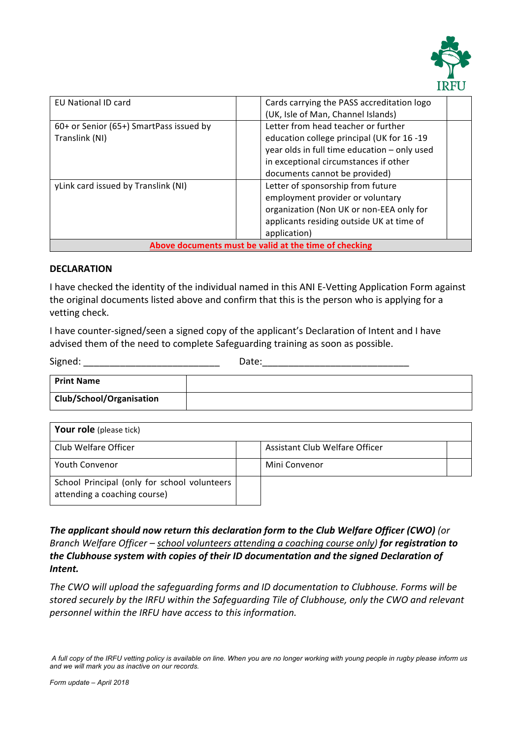IRFU

| | | | |
|---|---|---|---|
| EU National ID card | | Cards carrying the PASS accreditation logo (UK, Isle of Man, Channel Islands) | |
| 60+ or Senior (65+) SmartPass issued by Translink (NI) | | Letter from head teacher or further education college principal (UK for 16 -19 year olds in full time education – only used in exceptional circumstances if other documents cannot be provided) | |
| yLink card issued by Translink (NI) | | Letter of sponsorship from future employment provider or voluntary organization (Non UK or non-EEA only for applicants residing outside UK at time of application) | |
| **Above documents must be valid at the time of checking** | | | |

**DECLARATION**

I have checked the identity of the individual named in this ANI E-Vetting Application Form against the original documents listed above and confirm that this is the person who is applying for a vetting check.

I have counter-signed/seen a signed copy of the applicant's Declaration of Intent and I have advised them of the need to complete Safeguarding training as soon as possible.

Signed: ___________________________ Date:_____________________________

| | |
|---|---|
| **Print Name** | |
| **Club/School/Organisation** | |

| **Your role** (please tick) | | | |
|---|---|---|---|
| Club Welfare Officer | | Assistant Club Welfare Officer | |
| Youth Convenor | | Mini Convenor | |
| School Principal (only for school volunteers attending a coaching course) | | | |

***The applicant should now return this declaration form to the Club Welfare Officer (CWO)*** *(or Branch Welfare Officer – school volunteers attending a coaching course only)* ***for registration to the Clubhouse system with copies of their ID documentation and the signed Declaration of Intent.***

*The CWO will upload the safeguarding forms and ID documentation to Clubhouse. Forms will be stored securely by the IRFU within the Safeguarding Tile of Clubhouse, only the CWO and relevant personnel within the IRFU have access to this information.*

*A full copy of the IRFU vetting policy is available on line. When you are no longer working with young people in rugby please inform us and we will mark you as inactive on our records.*

*Form update – April 2018*